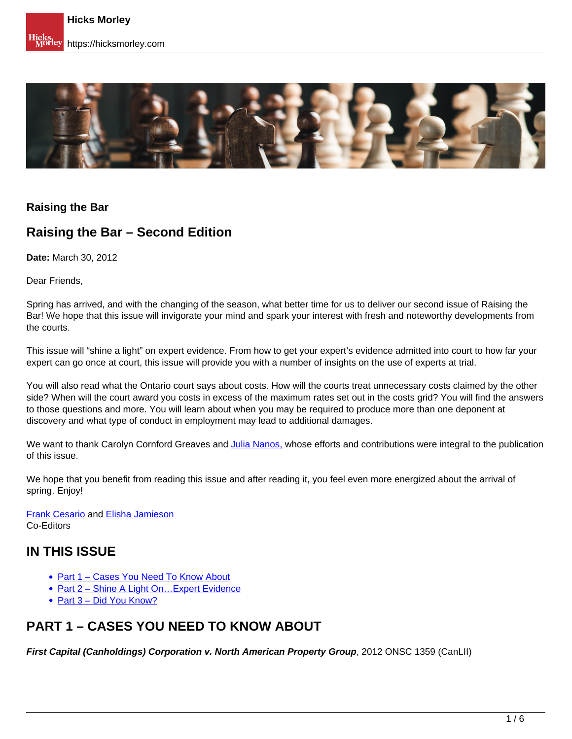**Raising the Bar**

## Raising the Bar – Second Edition

**Date:** March 30, 2012

Dear Friends,

Spring has arrived, and with the changing of the season, what better time for us to deliver our second issue of Raising the Bar! We hope that this issue will invigorate your mind and spark your interest with fresh and noteworthy developments from the courts.

This issue will "shine a light" on expert evidence. From how to get your expert's evidence admitted into court to how far your expert can go once at court, this issue will provide you with a number of insights on the use of experts at trial.

You will also read what the Ontario court says about costs. How will the courts treat unnecessary costs claimed by the other side? When will the court award you costs in excess of the maximum rates set out in the costs grid? You will find the answers to those questions and more. You will learn about when you may be required to produce more than one deponent at discovery and what type of conduct in employment may lead to additional damages.

We want to thank Carolyn Cornford Greaves and Julia Nanos, whose efforts and contributions were integral to the publication of this issue.

We hope that you benefit from reading this issue and after reading it, you feel even more energized about the arrival of spring. Enjoy!

Frank Cesario and Elisha Jamieson
Co-Editors

## IN THIS ISSUE

- Part 1 – Cases You Need To Know About
- Part 2 – Shine A Light On…Expert Evidence
- Part 3 – Did You Know?

## PART 1 – CASES YOU NEED TO KNOW ABOUT

***First Capital (Canholdings) Corporation v. North American Property Group***, 2012 ONSC 1359 (CanLII)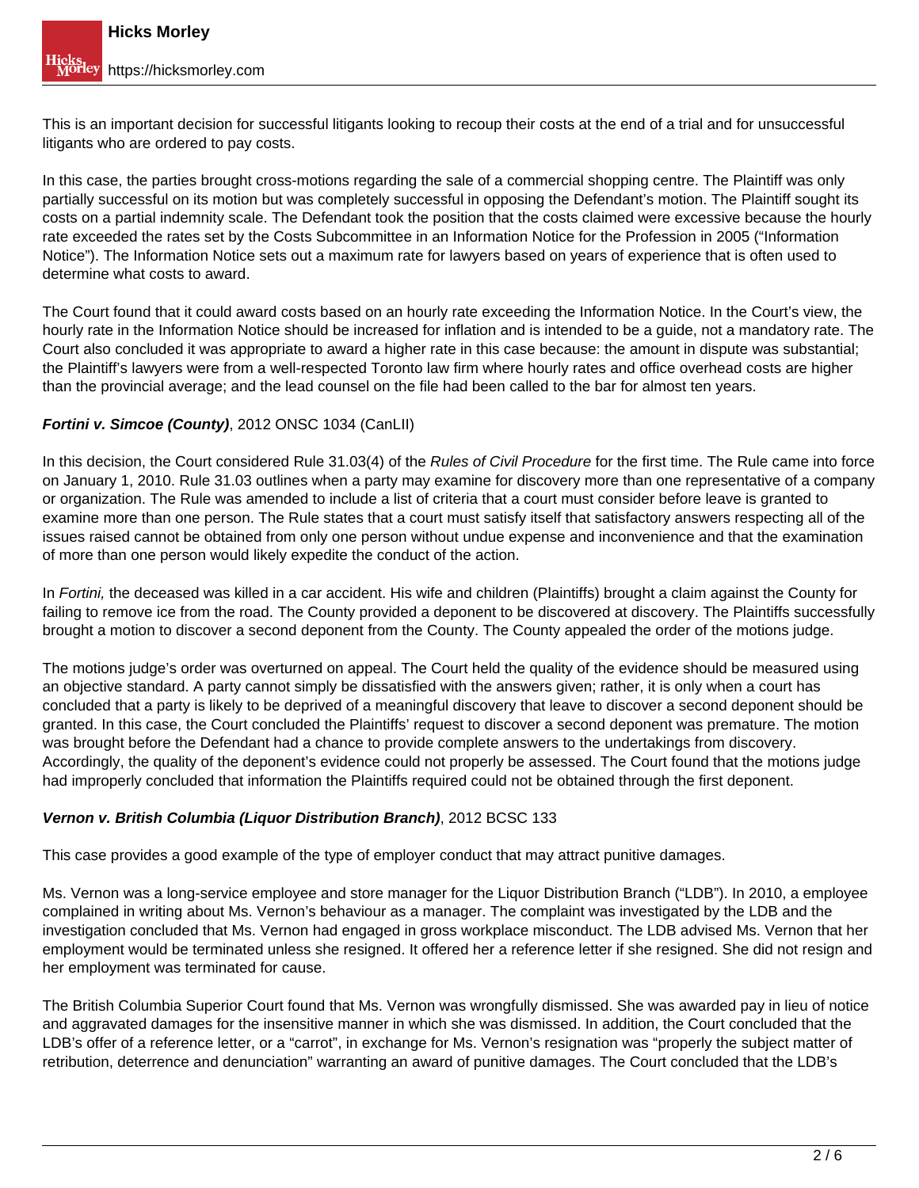This is an important decision for successful litigants looking to recoup their costs at the end of a trial and for unsuccessful litigants who are ordered to pay costs.

In this case, the parties brought cross-motions regarding the sale of a commercial shopping centre. The Plaintiff was only partially successful on its motion but was completely successful in opposing the Defendant's motion. The Plaintiff sought its costs on a partial indemnity scale. The Defendant took the position that the costs claimed were excessive because the hourly rate exceeded the rates set by the Costs Subcommittee in an Information Notice for the Profession in 2005 ("Information Notice"). The Information Notice sets out a maximum rate for lawyers based on years of experience that is often used to determine what costs to award.

The Court found that it could award costs based on an hourly rate exceeding the Information Notice. In the Court's view, the hourly rate in the Information Notice should be increased for inflation and is intended to be a guide, not a mandatory rate. The Court also concluded it was appropriate to award a higher rate in this case because: the amount in dispute was substantial; the Plaintiff's lawyers were from a well-respected Toronto law firm where hourly rates and office overhead costs are higher than the provincial average; and the lead counsel on the file had been called to the bar for almost ten years.

***Fortini v. Simcoe (County)***, 2012 ONSC 1034 (CanLII)

In this decision, the Court considered Rule 31.03(4) of the *Rules of Civil Procedure* for the first time. The Rule came into force on January 1, 2010. Rule 31.03 outlines when a party may examine for discovery more than one representative of a company or organization. The Rule was amended to include a list of criteria that a court must consider before leave is granted to examine more than one person. The Rule states that a court must satisfy itself that satisfactory answers respecting all of the issues raised cannot be obtained from only one person without undue expense and inconvenience and that the examination of more than one person would likely expedite the conduct of the action.

In *Fortini,* the deceased was killed in a car accident. His wife and children (Plaintiffs) brought a claim against the County for failing to remove ice from the road. The County provided a deponent to be discovered at discovery. The Plaintiffs successfully brought a motion to discover a second deponent from the County. The County appealed the order of the motions judge.

The motions judge's order was overturned on appeal. The Court held the quality of the evidence should be measured using an objective standard. A party cannot simply be dissatisfied with the answers given; rather, it is only when a court has concluded that a party is likely to be deprived of a meaningful discovery that leave to discover a second deponent should be granted. In this case, the Court concluded the Plaintiffs' request to discover a second deponent was premature. The motion was brought before the Defendant had a chance to provide complete answers to the undertakings from discovery. Accordingly, the quality of the deponent's evidence could not properly be assessed. The Court found that the motions judge had improperly concluded that information the Plaintiffs required could not be obtained through the first deponent.

***Vernon v. British Columbia (Liquor Distribution Branch)***, 2012 BCSC 133

This case provides a good example of the type of employer conduct that may attract punitive damages.

Ms. Vernon was a long-service employee and store manager for the Liquor Distribution Branch ("LDB"). In 2010, a employee complained in writing about Ms. Vernon's behaviour as a manager. The complaint was investigated by the LDB and the investigation concluded that Ms. Vernon had engaged in gross workplace misconduct. The LDB advised Ms. Vernon that her employment would be terminated unless she resigned. It offered her a reference letter if she resigned. She did not resign and her employment was terminated for cause.

The British Columbia Superior Court found that Ms. Vernon was wrongfully dismissed. She was awarded pay in lieu of notice and aggravated damages for the insensitive manner in which she was dismissed. In addition, the Court concluded that the LDB's offer of a reference letter, or a "carrot", in exchange for Ms. Vernon's resignation was "properly the subject matter of retribution, deterrence and denunciation" warranting an award of punitive damages. The Court concluded that the LDB's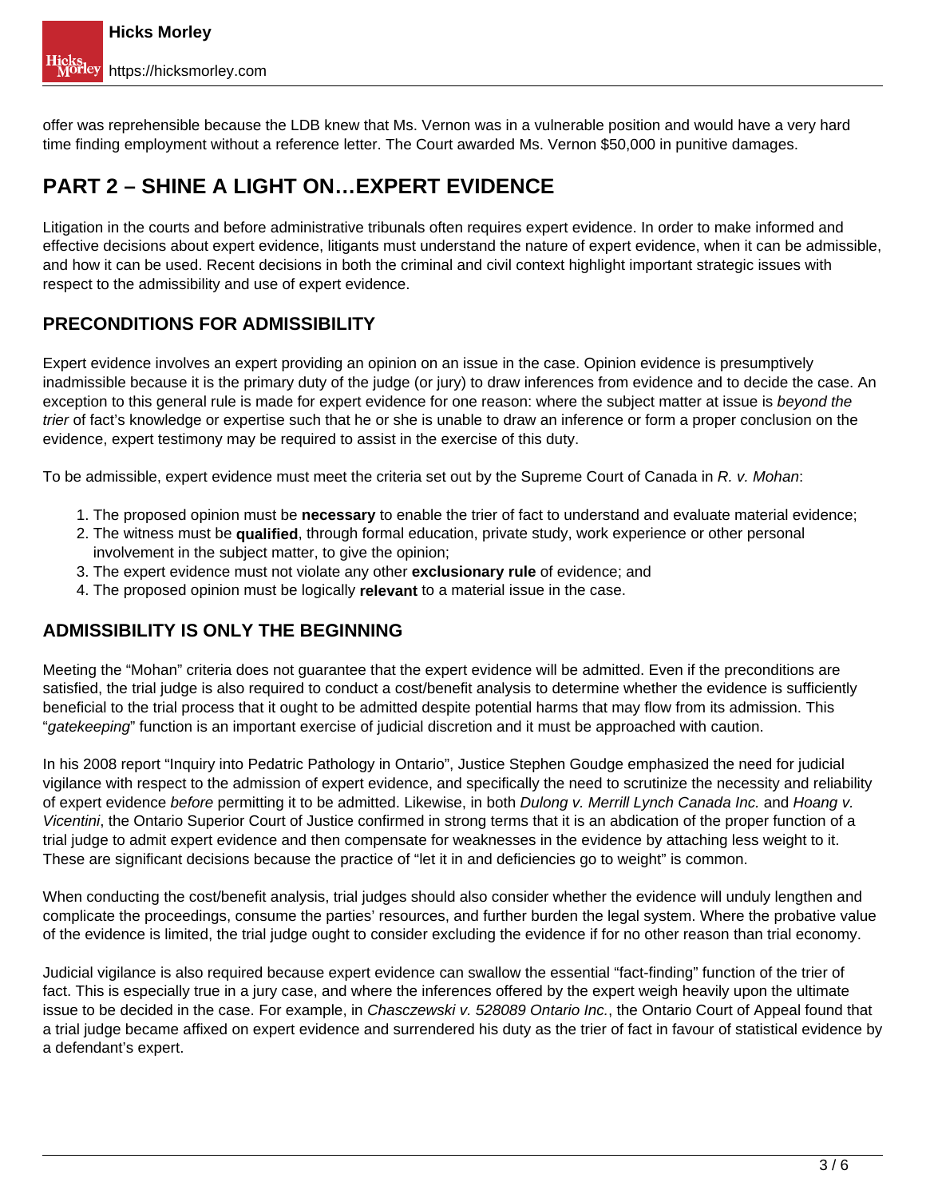offer was reprehensible because the LDB knew that Ms. Vernon was in a vulnerable position and would have a very hard time finding employment without a reference letter. The Court awarded Ms. Vernon $50,000 in punitive damages.

## PART 2 – SHINE A LIGHT ON…EXPERT EVIDENCE

Litigation in the courts and before administrative tribunals often requires expert evidence. In order to make informed and effective decisions about expert evidence, litigants must understand the nature of expert evidence, when it can be admissible, and how it can be used. Recent decisions in both the criminal and civil context highlight important strategic issues with respect to the admissibility and use of expert evidence.

### PRECONDITIONS FOR ADMISSIBILITY

Expert evidence involves an expert providing an opinion on an issue in the case. Opinion evidence is presumptively inadmissible because it is the primary duty of the judge (or jury) to draw inferences from evidence and to decide the case. An exception to this general rule is made for expert evidence for one reason: where the subject matter at issue is *beyond the trier* of fact's knowledge or expertise such that he or she is unable to draw an inference or form a proper conclusion on the evidence, expert testimony may be required to assist in the exercise of this duty.

To be admissible, expert evidence must meet the criteria set out by the Supreme Court of Canada in *R. v. Mohan*:

1. The proposed opinion must be **necessary** to enable the trier of fact to understand and evaluate material evidence;
2. The witness must be **qualified**, through formal education, private study, work experience or other personal involvement in the subject matter, to give the opinion;
3. The expert evidence must not violate any other **exclusionary rule** of evidence; and
4. The proposed opinion must be logically **relevant** to a material issue in the case.

### ADMISSIBILITY IS ONLY THE BEGINNING

Meeting the "Mohan" criteria does not guarantee that the expert evidence will be admitted. Even if the preconditions are satisfied, the trial judge is also required to conduct a cost/benefit analysis to determine whether the evidence is sufficiently beneficial to the trial process that it ought to be admitted despite potential harms that may flow from its admission. This "*gatekeeping*" function is an important exercise of judicial discretion and it must be approached with caution.

In his 2008 report "Inquiry into Pedatric Pathology in Ontario", Justice Stephen Goudge emphasized the need for judicial vigilance with respect to the admission of expert evidence, and specifically the need to scrutinize the necessity and reliability of expert evidence *before* permitting it to be admitted. Likewise, in both *Dulong v. Merrill Lynch Canada Inc.* and *Hoang v. Vicentini*, the Ontario Superior Court of Justice confirmed in strong terms that it is an abdication of the proper function of a trial judge to admit expert evidence and then compensate for weaknesses in the evidence by attaching less weight to it. These are significant decisions because the practice of "let it in and deficiencies go to weight" is common.

When conducting the cost/benefit analysis, trial judges should also consider whether the evidence will unduly lengthen and complicate the proceedings, consume the parties' resources, and further burden the legal system. Where the probative value of the evidence is limited, the trial judge ought to consider excluding the evidence if for no other reason than trial economy.

Judicial vigilance is also required because expert evidence can swallow the essential "fact-finding" function of the trier of fact. This is especially true in a jury case, and where the inferences offered by the expert weigh heavily upon the ultimate issue to be decided in the case. For example, in *Chasczewski v. 528089 Ontario Inc.*, the Ontario Court of Appeal found that a trial judge became affixed on expert evidence and surrendered his duty as the trier of fact in favour of statistical evidence by a defendant's expert.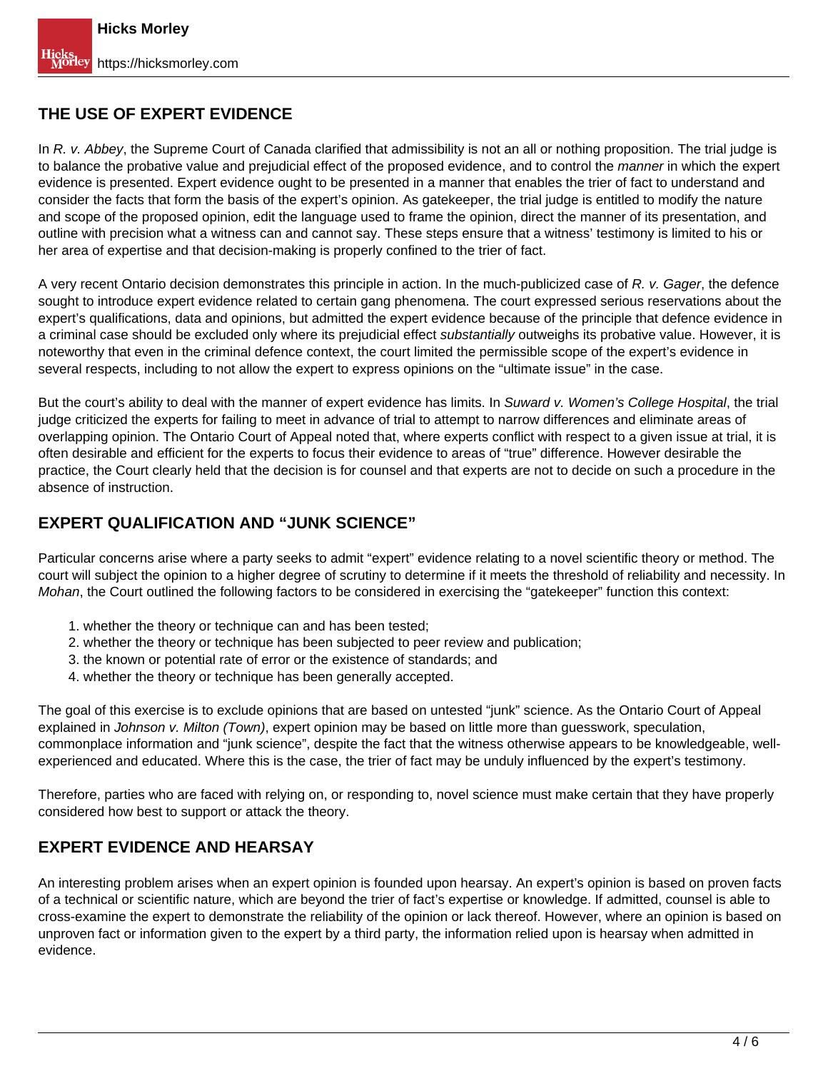## THE USE OF EXPERT EVIDENCE

In *R. v. Abbey*, the Supreme Court of Canada clarified that admissibility is not an all or nothing proposition. The trial judge is to balance the probative value and prejudicial effect of the proposed evidence, and to control the *manner* in which the expert evidence is presented. Expert evidence ought to be presented in a manner that enables the trier of fact to understand and consider the facts that form the basis of the expert's opinion. As gatekeeper, the trial judge is entitled to modify the nature and scope of the proposed opinion, edit the language used to frame the opinion, direct the manner of its presentation, and outline with precision what a witness can and cannot say. These steps ensure that a witness' testimony is limited to his or her area of expertise and that decision-making is properly confined to the trier of fact.

A very recent Ontario decision demonstrates this principle in action. In the much-publicized case of *R. v. Gager*, the defence sought to introduce expert evidence related to certain gang phenomena. The court expressed serious reservations about the expert's qualifications, data and opinions, but admitted the expert evidence because of the principle that defence evidence in a criminal case should be excluded only where its prejudicial effect *substantially* outweighs its probative value. However, it is noteworthy that even in the criminal defence context, the court limited the permissible scope of the expert's evidence in several respects, including to not allow the expert to express opinions on the "ultimate issue" in the case.

But the court's ability to deal with the manner of expert evidence has limits. In *Suward v. Women's College Hospital*, the trial judge criticized the experts for failing to meet in advance of trial to attempt to narrow differences and eliminate areas of overlapping opinion. The Ontario Court of Appeal noted that, where experts conflict with respect to a given issue at trial, it is often desirable and efficient for the experts to focus their evidence to areas of "true" difference. However desirable the practice, the Court clearly held that the decision is for counsel and that experts are not to decide on such a procedure in the absence of instruction.

## EXPERT QUALIFICATION AND "JUNK SCIENCE"

Particular concerns arise where a party seeks to admit "expert" evidence relating to a novel scientific theory or method. The court will subject the opinion to a higher degree of scrutiny to determine if it meets the threshold of reliability and necessity. In *Mohan*, the Court outlined the following factors to be considered in exercising the "gatekeeper" function this context:

1. whether the theory or technique can and has been tested;
2. whether the theory or technique has been subjected to peer review and publication;
3. the known or potential rate of error or the existence of standards; and
4. whether the theory or technique has been generally accepted.

The goal of this exercise is to exclude opinions that are based on untested "junk" science. As the Ontario Court of Appeal explained in *Johnson v. Milton (Town)*, expert opinion may be based on little more than guesswork, speculation, commonplace information and "junk science", despite the fact that the witness otherwise appears to be knowledgeable, well-experienced and educated. Where this is the case, the trier of fact may be unduly influenced by the expert's testimony.

Therefore, parties who are faced with relying on, or responding to, novel science must make certain that they have properly considered how best to support or attack the theory.

## EXPERT EVIDENCE AND HEARSAY

An interesting problem arises when an expert opinion is founded upon hearsay. An expert's opinion is based on proven facts of a technical or scientific nature, which are beyond the trier of fact's expertise or knowledge. If admitted, counsel is able to cross-examine the expert to demonstrate the reliability of the opinion or lack thereof. However, where an opinion is based on unproven fact or information given to the expert by a third party, the information relied upon is hearsay when admitted in evidence.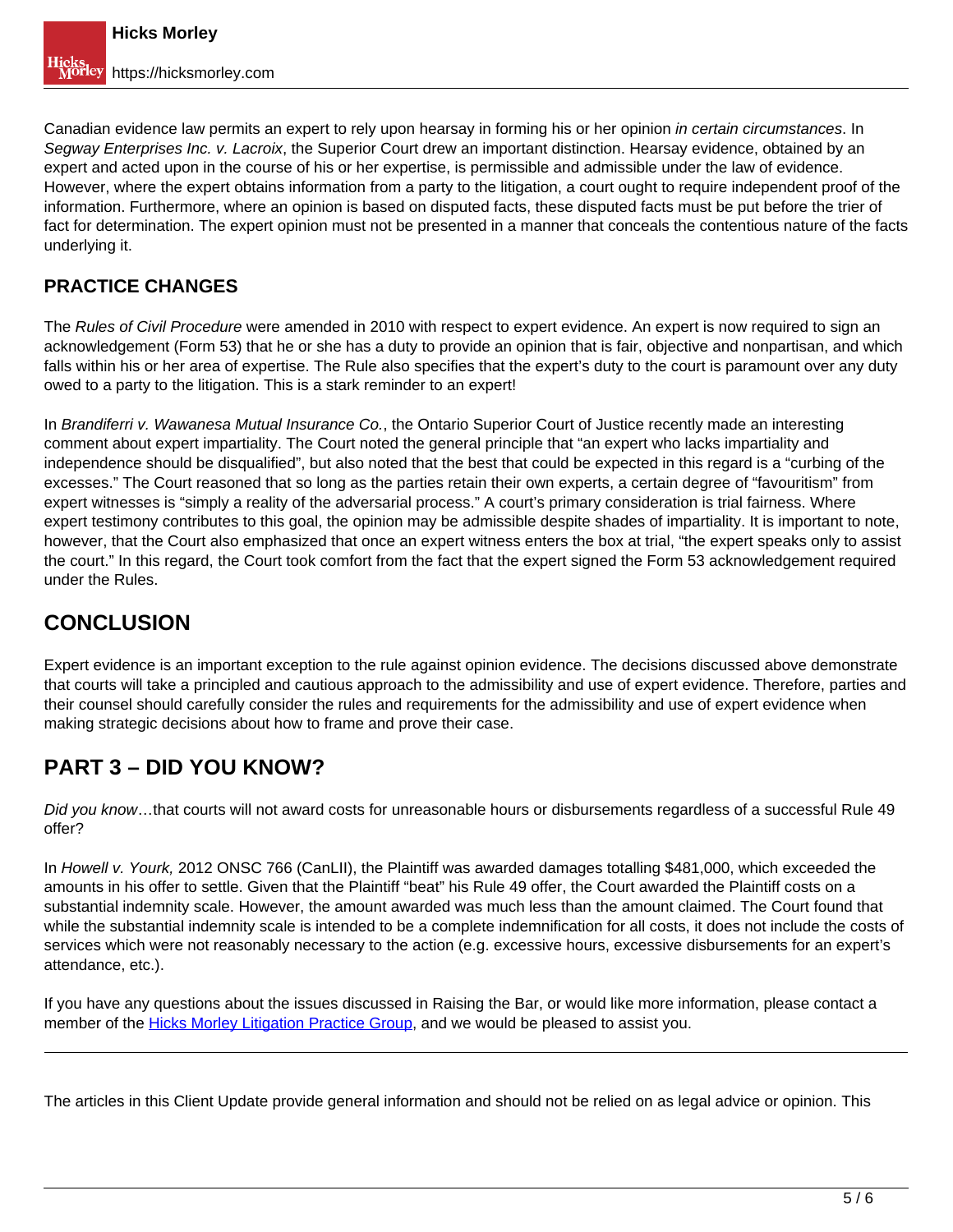Canadian evidence law permits an expert to rely upon hearsay in forming his or her opinion *in certain circumstances*. In *Segway Enterprises Inc. v. Lacroix*, the Superior Court drew an important distinction. Hearsay evidence, obtained by an expert and acted upon in the course of his or her expertise, is permissible and admissible under the law of evidence. However, where the expert obtains information from a party to the litigation, a court ought to require independent proof of the information. Furthermore, where an opinion is based on disputed facts, these disputed facts must be put before the trier of fact for determination. The expert opinion must not be presented in a manner that conceals the contentious nature of the facts underlying it.

### PRACTICE CHANGES

The *Rules of Civil Procedure* were amended in 2010 with respect to expert evidence. An expert is now required to sign an acknowledgement (Form 53) that he or she has a duty to provide an opinion that is fair, objective and nonpartisan, and which falls within his or her area of expertise. The Rule also specifies that the expert's duty to the court is paramount over any duty owed to a party to the litigation. This is a stark reminder to an expert!

In *Brandiferri v. Wawanesa Mutual Insurance Co.*, the Ontario Superior Court of Justice recently made an interesting comment about expert impartiality. The Court noted the general principle that "an expert who lacks impartiality and independence should be disqualified", but also noted that the best that could be expected in this regard is a "curbing of the excesses." The Court reasoned that so long as the parties retain their own experts, a certain degree of "favouritism" from expert witnesses is "simply a reality of the adversarial process." A court's primary consideration is trial fairness. Where expert testimony contributes to this goal, the opinion may be admissible despite shades of impartiality. It is important to note, however, that the Court also emphasized that once an expert witness enters the box at trial, "the expert speaks only to assist the court." In this regard, the Court took comfort from the fact that the expert signed the Form 53 acknowledgement required under the Rules.

## CONCLUSION

Expert evidence is an important exception to the rule against opinion evidence. The decisions discussed above demonstrate that courts will take a principled and cautious approach to the admissibility and use of expert evidence. Therefore, parties and their counsel should carefully consider the rules and requirements for the admissibility and use of expert evidence when making strategic decisions about how to frame and prove their case.

## PART 3 – DID YOU KNOW?

*Did you know*…that courts will not award costs for unreasonable hours or disbursements regardless of a successful Rule 49 offer?

In *Howell v. Yourk,* 2012 ONSC 766 (CanLII), the Plaintiff was awarded damages totalling $481,000, which exceeded the amounts in his offer to settle. Given that the Plaintiff "beat" his Rule 49 offer, the Court awarded the Plaintiff costs on a substantial indemnity scale. However, the amount awarded was much less than the amount claimed. The Court found that while the substantial indemnity scale is intended to be a complete indemnification for all costs, it does not include the costs of services which were not reasonably necessary to the action (e.g. excessive hours, excessive disbursements for an expert's attendance, etc.).

If you have any questions about the issues discussed in Raising the Bar, or would like more information, please contact a member of the [Hicks Morley Litigation Practice Group](), and we would be pleased to assist you.

---

The articles in this Client Update provide general information and should not be relied on as legal advice or opinion. This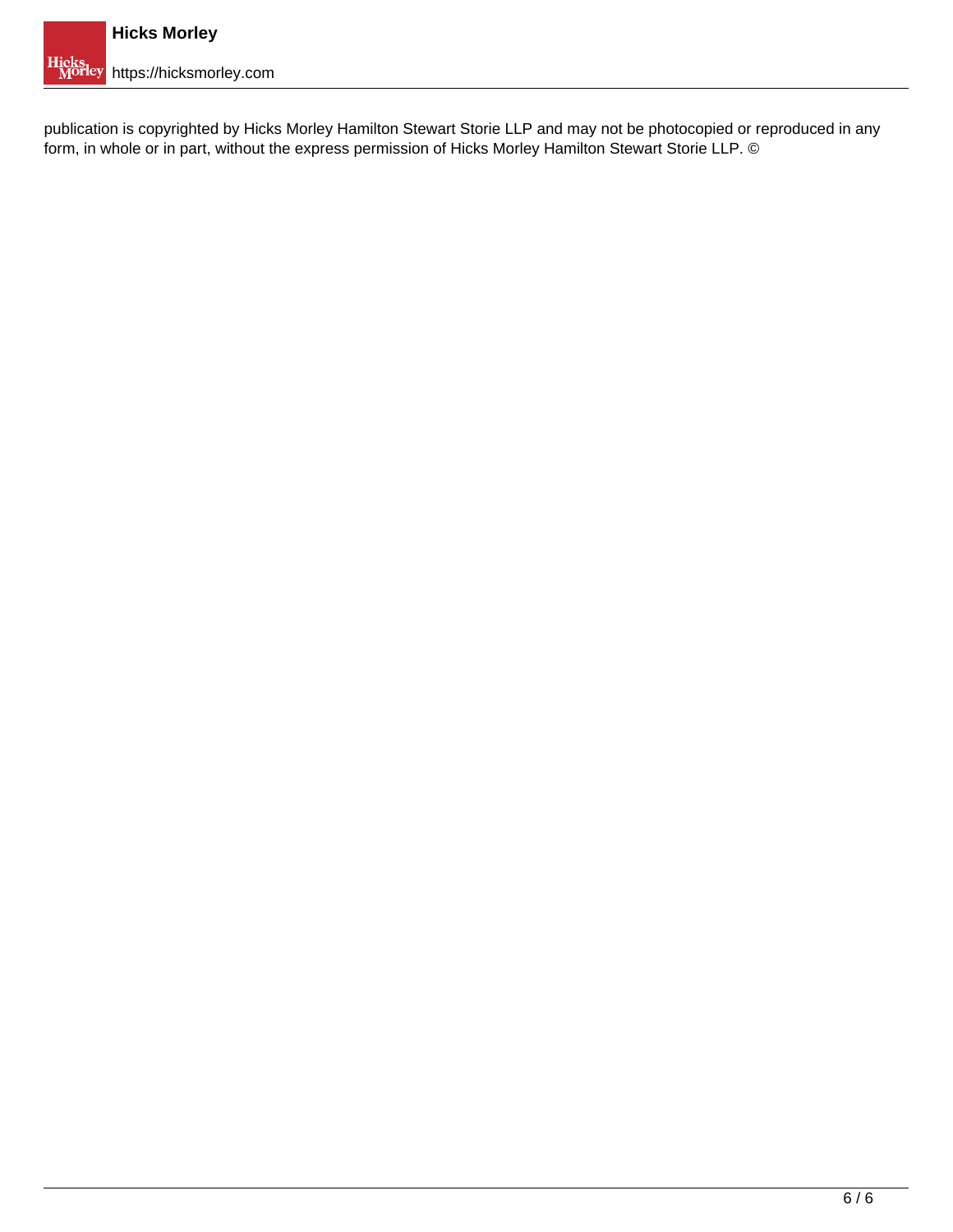publication is copyrighted by Hicks Morley Hamilton Stewart Storie LLP and may not be photocopied or reproduced in any form, in whole or in part, without the express permission of Hicks Morley Hamilton Stewart Storie LLP. ©